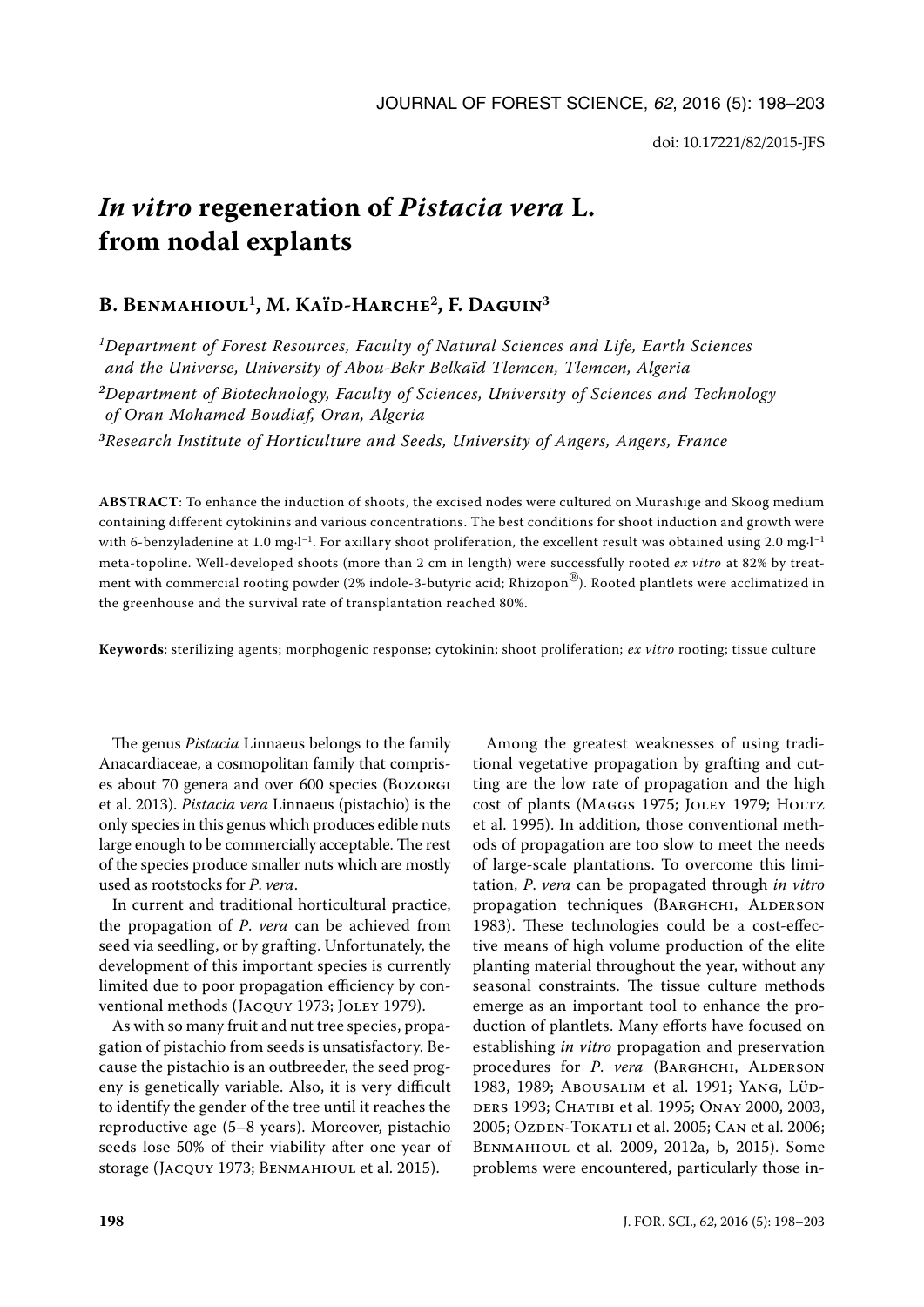# *In vitro* regeneration of *Pistacia vera* L. from nodal explants

**B. Benmahioul[1], M. Kaïd-Harche[2], F. Daguin[3]**

[1]*Department of Forest Resources, Faculty of Natural Sciences and Life, Earth Sciences and the Universe, University of Abou-Bekr Belkaïd Tlemcen, Tlemcen, Algeria*

[2]*Department of Biotechnology, Faculty of Sciences, University of Sciences and Technology of Oran Mohamed Boudiaf, Oran, Algeria*

[3]*Research Institute of Horticulture and Seeds, University of Angers, Angers, France*

**ABSTRACT**: To enhance the induction of shoots, the excised nodes were cultured on Murashige and Skoog medium containing different cytokinins and various concentrations. The best conditions for shoot induction and growth were with 6-benzyladenine at 1.0 mg·l$^{-1}$. For axillary shoot proliferation, the excellent result was obtained using 2.0 mg·l$^{-1}$ meta-topoline. Well-developed shoots (more than 2 cm in length) were successfully rooted *ex vitro* at 82% by treatment with commercial rooting powder (2% indole-3-butyric acid; Rhizopon®). Rooted plantlets were acclimatized in the greenhouse and the survival rate of transplantation reached 80%.

**Keywords**: sterilizing agents; morphogenic response; cytokinin; shoot proliferation; *ex vitro* rooting; tissue culture

The genus *Pistacia* Linnaeus belongs to the family Anacardiaceae, a cosmopolitan family that comprises about 70 genera and over 600 species (Bozorgi et al. 2013). *Pistacia vera* Linnaeus (pistachio) is the only species in this genus which produces edible nuts large enough to be commercially acceptable. The rest of the species produce smaller nuts which are mostly used as rootstocks for *P. vera*.

In current and traditional horticultural practice, the propagation of *P. vera* can be achieved from seed via seedling, or by grafting. Unfortunately, the development of this important species is currently limited due to poor propagation efficiency by conventional methods (Jacquy 1973; Joley 1979).

As with so many fruit and nut tree species, propagation of pistachio from seeds is unsatisfactory. Because the pistachio is an outbreeder, the seed progeny is genetically variable. Also, it is very difficult to identify the gender of the tree until it reaches the reproductive age (5–8 years). Moreover, pistachio seeds lose 50% of their viability after one year of storage (Jacquy 1973; Benmahioul et al. 2015).

Among the greatest weaknesses of using traditional vegetative propagation by grafting and cutting are the low rate of propagation and the high cost of plants (Maggs 1975; Joley 1979; Holtz et al. 1995). In addition, those conventional methods of propagation are too slow to meet the needs of large-scale plantations. To overcome this limitation, *P. vera* can be propagated through *in vitro* propagation techniques (Barghchi, Alderson 1983). These technologies could be a cost-effective means of high volume production of the elite planting material throughout the year, without any seasonal constraints. The tissue culture methods emerge as an important tool to enhance the production of plantlets. Many efforts have focused on establishing *in vitro* propagation and preservation procedures for *P. vera* (Barghchi, Alderson 1983, 1989; Abousalim et al. 1991; Yang, Lüdders 1993; Chatibi et al. 1995; Onay 2000, 2003, 2005; Ozden-Tokatli et al. 2005; Can et al. 2006; Benmahioul et al. 2009, 2012a, b, 2015). Some problems were encountered, particularly those in-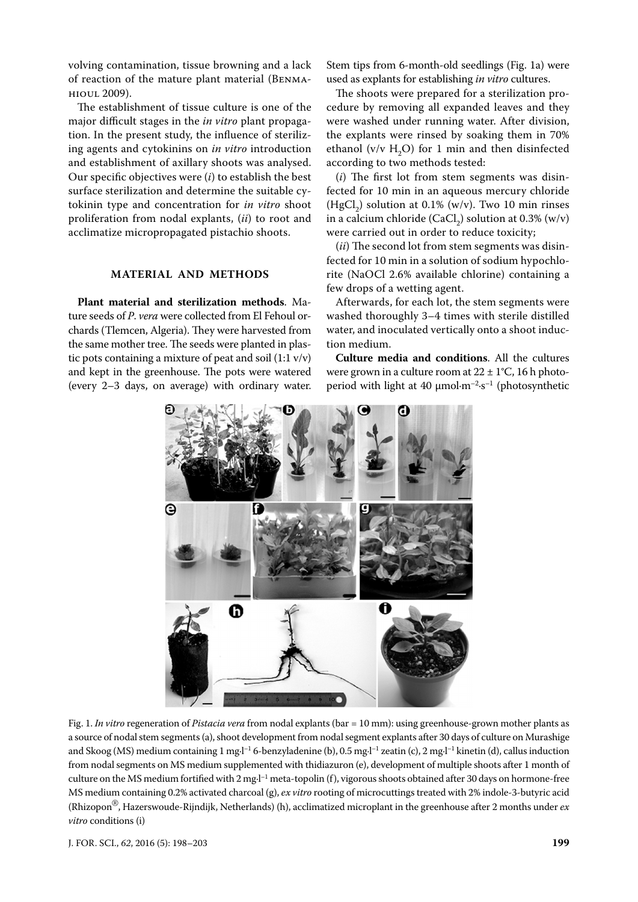volving contamination, tissue browning and a lack of reaction of the mature plant material (Benmahioul 2009).

The establishment of tissue culture is one of the major difficult stages in the *in vitro* plant propagation. In the present study, the influence of sterilizing agents and cytokinins on *in vitro* introduction and establishment of axillary shoots was analysed. Our specific objectives were (*i*) to establish the best surface sterilization and determine the suitable cytokinin type and concentration for *in vitro* shoot proliferation from nodal explants, (*ii*) to root and acclimatize micropropagated pistachio shoots.

## MATERIAL AND METHODS

**Plant material and sterilization methods**. Mature seeds of *P. vera* were collected from El Fehoul orchards (Tlemcen, Algeria). They were harvested from the same mother tree. The seeds were planted in plastic pots containing a mixture of peat and soil (1:1 v/v) and kept in the greenhouse. The pots were watered (every 2–3 days, on average) with ordinary water. Stem tips from 6-month-old seedlings (Fig. 1a) were used as explants for establishing *in vitro* cultures.

The shoots were prepared for a sterilization procedure by removing all expanded leaves and they were washed under running water. After division, the explants were rinsed by soaking them in 70% ethanol (v/v $H_2O$) for 1 min and then disinfected according to two methods tested:

(*i*) The first lot from stem segments was disinfected for 10 min in an aqueous mercury chloride ($HgCl_2$) solution at 0.1% (w/v). Two 10 min rinses in a calcium chloride ($CaCl_2$) solution at 0.3% (w/v) were carried out in order to reduce toxicity;

(*ii*) The second lot from stem segments was disinfected for 10 min in a solution of sodium hypochlorite (NaOCl 2.6% available chlorine) containing a few drops of a wetting agent.

Afterwards, for each lot, the stem segments were washed thoroughly 3–4 times with sterile distilled water, and inoculated vertically onto a shoot induction medium.

**Culture media and conditions**. All the cultures were grown in a culture room at 22 ± 1°C, 16 h photoperiod with light at 40 μmol·m$^{-2}$·s$^{-1}$ (photosynthetic

Fig. 1. *In vitro* regeneration of *Pistacia vera* from nodal explants (bar = 10 mm): using greenhouse-grown mother plants as a source of nodal stem segments (a), shoot development from nodal segment explants after 30 days of culture on Murashige and Skoog (MS) medium containing 1 mg·l$^{-1}$ 6-benzyladenine (b), 0.5 mg·l$^{-1}$ zeatin (c), 2 mg·l$^{-1}$ kinetin (d), callus induction from nodal segments on MS medium supplemented with thidiazuron (e), development of multiple shoots after 1 month of culture on the MS medium fortified with 2 mg·l$^{-1}$ meta-topolin (f), vigorous shoots obtained after 30 days on hormone-free MS medium containing 0.2% activated charcoal (g), *ex vitro* rooting of microcuttings treated with 2% indole-3-butyric acid (Rhizopon®, Hazerswoude-Rijndijk, Netherlands) (h), acclimatized microplant in the greenhouse after 2 months under *ex vitro* conditions (i)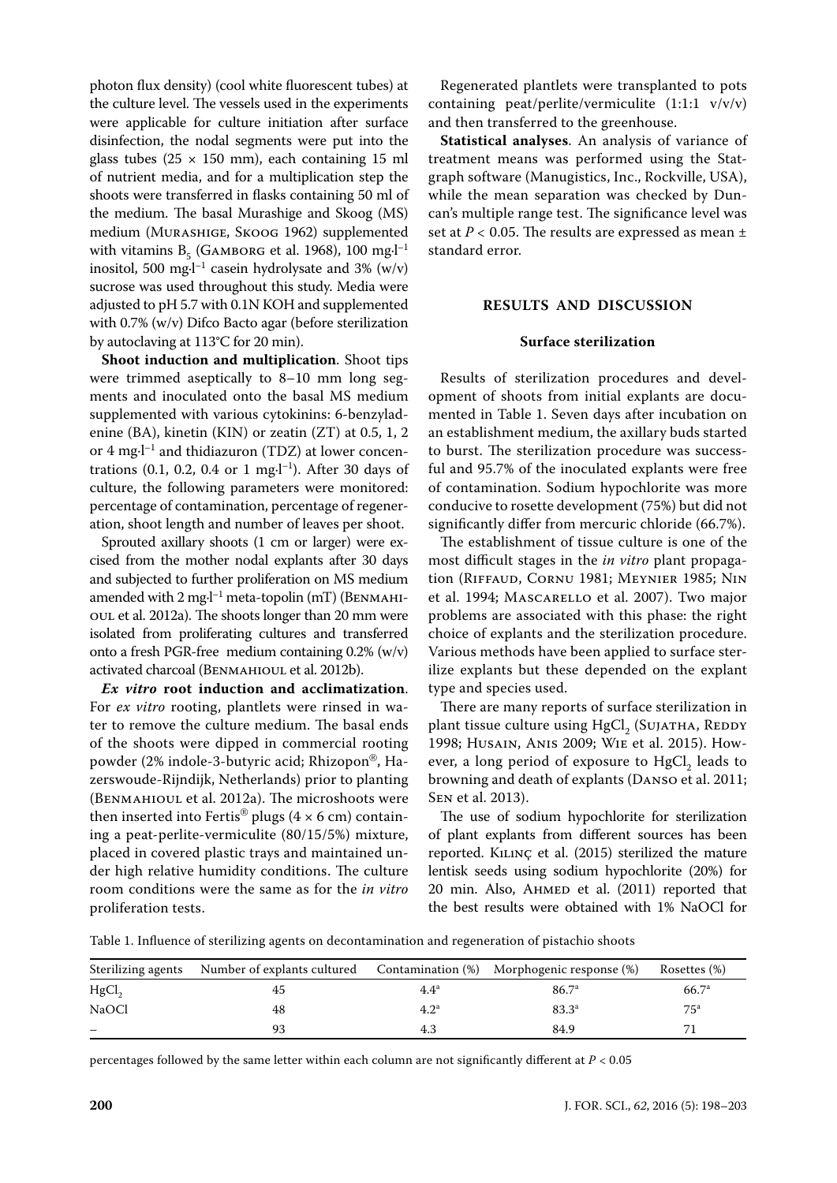photon flux density) (cool white fluorescent tubes) at the culture level. The vessels used in the experiments were applicable for culture initiation after surface disinfection, the nodal segments were put into the glass tubes (25 × 150 mm), each containing 15 ml of nutrient media, and for a multiplication step the shoots were transferred in flasks containing 50 ml of the medium. The basal Murashige and Skoog (MS) medium (Murashige, Skoog 1962) supplemented with vitamins $B_5$ (Gamborg et al. 1968), 100 $mg \cdot l^{-1}$ inositol, 500 $mg \cdot l^{-1}$ casein hydrolysate and 3% (w/v) sucrose was used throughout this study. Media were adjusted to pH 5.7 with 0.1N KOH and supplemented with 0.7% (w/v) Difco Bacto agar (before sterilization by autoclaving at 113°C for 20 min).

**Shoot induction and multiplication**. Shoot tips were trimmed aseptically to 8–10 mm long segments and inoculated onto the basal MS medium supplemented with various cytokinins: 6-benzyladenine (BA), kinetin (KIN) or zeatin (ZT) at 0.5, 1, 2 or 4 $mg \cdot l^{-1}$ and thidiazuron (TDZ) at lower concentrations (0.1, 0.2, 0.4 or 1 $mg \cdot l^{-1}$). After 30 days of culture, the following parameters were monitored: percentage of contamination, percentage of regeneration, shoot length and number of leaves per shoot.

Sprouted axillary shoots (1 cm or larger) were excised from the mother nodal explants after 30 days and subjected to further proliferation on MS medium amended with 2 $mg \cdot l^{-1}$ meta-topolin (mT) (Benmahioul et al. 2012a). The shoots longer than 20 mm were isolated from proliferating cultures and transferred onto a fresh PGR-free medium containing 0.2% (w/v) activated charcoal (Benmahioul et al. 2012b).

***Ex vitro* root induction and acclimatization**. For *ex vitro* rooting, plantlets were rinsed in water to remove the culture medium. The basal ends of the shoots were dipped in commercial rooting powder (2% indole-3-butyric acid; Rhizopon®, Hazerswoude-Rijndijk, Netherlands) prior to planting (Benmahioul et al. 2012a). The microshoots were then inserted into Fertis® plugs (4 × 6 cm) containing a peat-perlite-vermiculite (80/15/5%) mixture, placed in covered plastic trays and maintained under high relative humidity conditions. The culture room conditions were the same as for the *in vitro* proliferation tests.

Regenerated plantlets were transplanted to pots containing peat/perlite/vermiculite (1:1:1 v/v/v) and then transferred to the greenhouse.

**Statistical analyses**. An analysis of variance of treatment means was performed using the Statgraph software (Manugistics, Inc., Rockville, USA), while the mean separation was checked by Duncan's multiple range test. The significance level was set at $P < 0.05$. The results are expressed as mean ± standard error.

## RESULTS AND DISCUSSION

### Surface sterilization

Results of sterilization procedures and development of shoots from initial explants are documented in Table 1. Seven days after incubation on an establishment medium, the axillary buds started to burst. The sterilization procedure was successful and 95.7% of the inoculated explants were free of contamination. Sodium hypochlorite was more conducive to rosette development (75%) but did not significantly differ from mercuric chloride (66.7%).

The establishment of tissue culture is one of the most difficult stages in the *in vitro* plant propagation (Riffaud, Cornu 1981; Meynier 1985; Nin et al. 1994; Mascarello et al. 2007). Two major problems are associated with this phase: the right choice of explants and the sterilization procedure. Various methods have been applied to surface sterilize explants but these depended on the explant type and species used.

There are many reports of surface sterilization in plant tissue culture using $HgCl_2$ (Sujatha, Reddy 1998; Husain, Anis 2009; Wie et al. 2015). However, a long period of exposure to $HgCl_2$ leads to browning and death of explants (Danso et al. 2011; Sen et al. 2013).

The use of sodium hypochlorite for sterilization of plant explants from different sources has been reported. Kılınç et al. (2015) sterilized the mature lentisk seeds using sodium hypochlorite (20%) for 20 min. Also, Ahmed et al. (2011) reported that the best results were obtained with 1% NaOCl for

Table 1. Influence of sterilizing agents on decontamination and regeneration of pistachio shoots

| Sterilizing agents | Number of explants cultured | Contamination (%) | Morphogenic response (%) | Rosettes (%) |
|---|---|---|---|---|
| $HgCl_2$ | 45 | 4.4[a] | 86.7[a] | 66.7[a] |
| NaOCl | 48 | 4.2[a] | 83.3[a] | 75[a] |
| – | 93 | 4.3 | 84.9 | 71 |

percentages followed by the same letter within each column are not significantly different at $P < 0.05$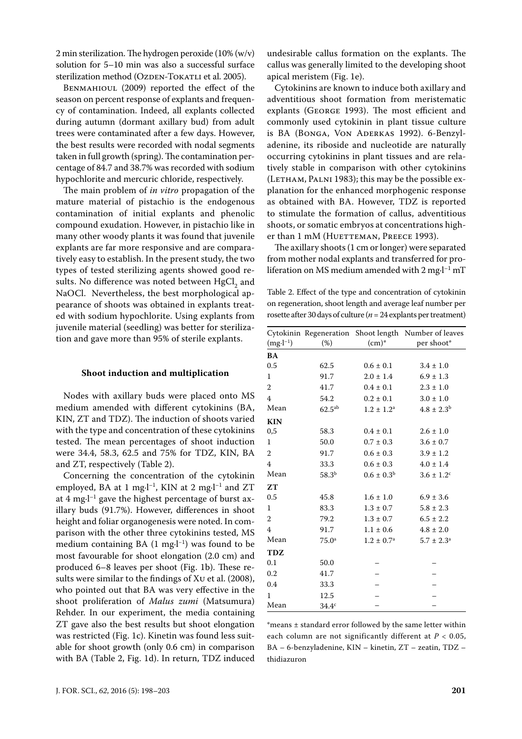2 min sterilization. The hydrogen peroxide (10% (w/v) solution for 5–10 min was also a successful surface sterilization method (Ozden-Tokatli et al. 2005).

Benmahioul (2009) reported the effect of the season on percent response of explants and frequency of contamination. Indeed, all explants collected during autumn (dormant axillary bud) from adult trees were contaminated after a few days. However, the best results were recorded with nodal segments taken in full growth (spring). The contamination percentage of 84.7 and 38.7% was recorded with sodium hypochlorite and mercuric chloride, respectively.

The main problem of *in vitro* propagation of the mature material of pistachio is the endogenous contamination of initial explants and phenolic compound exudation. However, in pistachio like in many other woody plants it was found that juvenile explants are far more responsive and are comparatively easy to establish. In the present study, the two types of tested sterilizing agents showed good results. No difference was noted between $HgCl_2$ and NaOCl. Nevertheless, the best morphological appearance of shoots was obtained in explants treated with sodium hypochlorite. Using explants from juvenile material (seedling) was better for sterilization and gave more than 95% of sterile explants.

### Shoot induction and multiplication

Nodes with axillary buds were placed onto MS medium amended with different cytokinins (BA, KIN, ZT and TDZ). The induction of shoots varied with the type and concentration of these cytokinins tested. The mean percentages of shoot induction were 34.4, 58.3, 62.5 and 75% for TDZ, KIN, BA and ZT, respectively (Table 2).

Concerning the concentration of the cytokinin employed, BA at 1 mg·l$^{-1}$, KIN at 2 mg·l$^{-1}$ and ZT at 4 mg·l$^{-1}$ gave the highest percentage of burst axillary buds (91.7%). However, differences in shoot height and foliar organogenesis were noted. In comparison with the other three cytokinins tested, MS medium containing BA (1 mg·l$^{-1}$) was found to be most favourable for shoot elongation (2.0 cm) and produced 6–8 leaves per shoot (Fig. 1b). These results were similar to the findings of Xu et al. (2008), who pointed out that BA was very effective in the shoot proliferation of *Malus zumi* (Matsumura) Rehder. In our experiment, the media containing ZT gave also the best results but shoot elongation was restricted (Fig. 1c). Kinetin was found less suitable for shoot growth (only 0.6 cm) in comparison with BA (Table 2, Fig. 1d). In return, TDZ induced undesirable callus formation on the explants. The callus was generally limited to the developing shoot apical meristem (Fig. 1e).

Cytokinins are known to induce both axillary and adventitious shoot formation from meristematic explants (George 1993). The most efficient and commonly used cytokinin in plant tissue culture is BA (Bonga, Von Aderkas 1992). 6-Benzyladenine, its riboside and nucleotide are naturally occurring cytokinins in plant tissues and are relatively stable in comparison with other cytokinins (Letham, Palni 1983); this may be the possible explanation for the enhanced morphogenic response as obtained with BA. However, TDZ is reported to stimulate the formation of callus, adventitious shoots, or somatic embryos at concentrations higher than 1 mM (Huetteman, Preece 1993).

The axillary shoots (1 cm or longer) were separated from mother nodal explants and transferred for proliferation on MS medium amended with 2 mg·l$^{-1}$ mT

Table 2. Effect of the type and concentration of cytokinin on regeneration, shoot length and average leaf number per rosette after 30 days of culture ($n$ = 24 explants per treatment)

| Cytokinin (mg·l$^{-1}$) | Regeneration (%) | Shoot length (cm)* | Number of leaves per shoot* |
|---|---|---|---|
| **BA** | | | |
| 0.5 | 62.5 | 0.6 ± 0.1 | 3.4 ± 1.0 |
| 1 | 91.7 | 2.0 ± 1.4 | 6.9 ± 1.3 |
| 2 | 41.7 | 0.4 ± 0.1 | 2.3 ± 1.0 |
| 4 | 54.2 | 0.2 ± 0.1 | 3.0 ± 1.0 |
| Mean | 62.5$^{ab}$ | 1.2 ± 1.2$^{a}$ | 4.8 ± 2.3$^{b}$ |
| **KIN** | | | |
| 0,5 | 58.3 | 0.4 ± 0.1 | 2.6 ± 1.0 |
| 1 | 50.0 | 0.7 ± 0.3 | 3.6 ± 0.7 |
| 2 | 91.7 | 0.6 ± 0.3 | 3.9 ± 1.2 |
| 4 | 33.3 | 0.6 ± 0.3 | 4.0 ± 1.4 |
| Mean | 58.3$^{b}$ | 0.6 ± 0.3$^{b}$ | 3.6 ± 1.2$^{c}$ |
| **ZT** | | | |
| 0.5 | 45.8 | 1.6 ± 1.0 | 6.9 ± 3.6 |
| 1 | 83.3 | 1.3 ± 0.7 | 5.8 ± 2.3 |
| 2 | 79.2 | 1.3 ± 0.7 | 6.5 ± 2.2 |
| 4 | 91.7 | 1.1 ± 0.6 | 4.8 ± 2.0 |
| Mean | 75.0$^{a}$ | 1.2 ± 0.7$^{a}$ | 5.7 ± 2.3$^{a}$ |
| **TDZ** | | | |
| 0.1 | 50.0 | – | – |
| 0.2 | 41.7 | – | – |
| 0.4 | 33.3 | – | – |
| 1 | 12.5 | – | – |
| Mean | 34.4$^{c}$ | – | – |

*means ± standard error followed by the same letter within each column are not significantly different at $P$ < 0.05, BA – 6-benzyladenine, KIN – kinetin, ZT – zeatin, TDZ – thidiazuron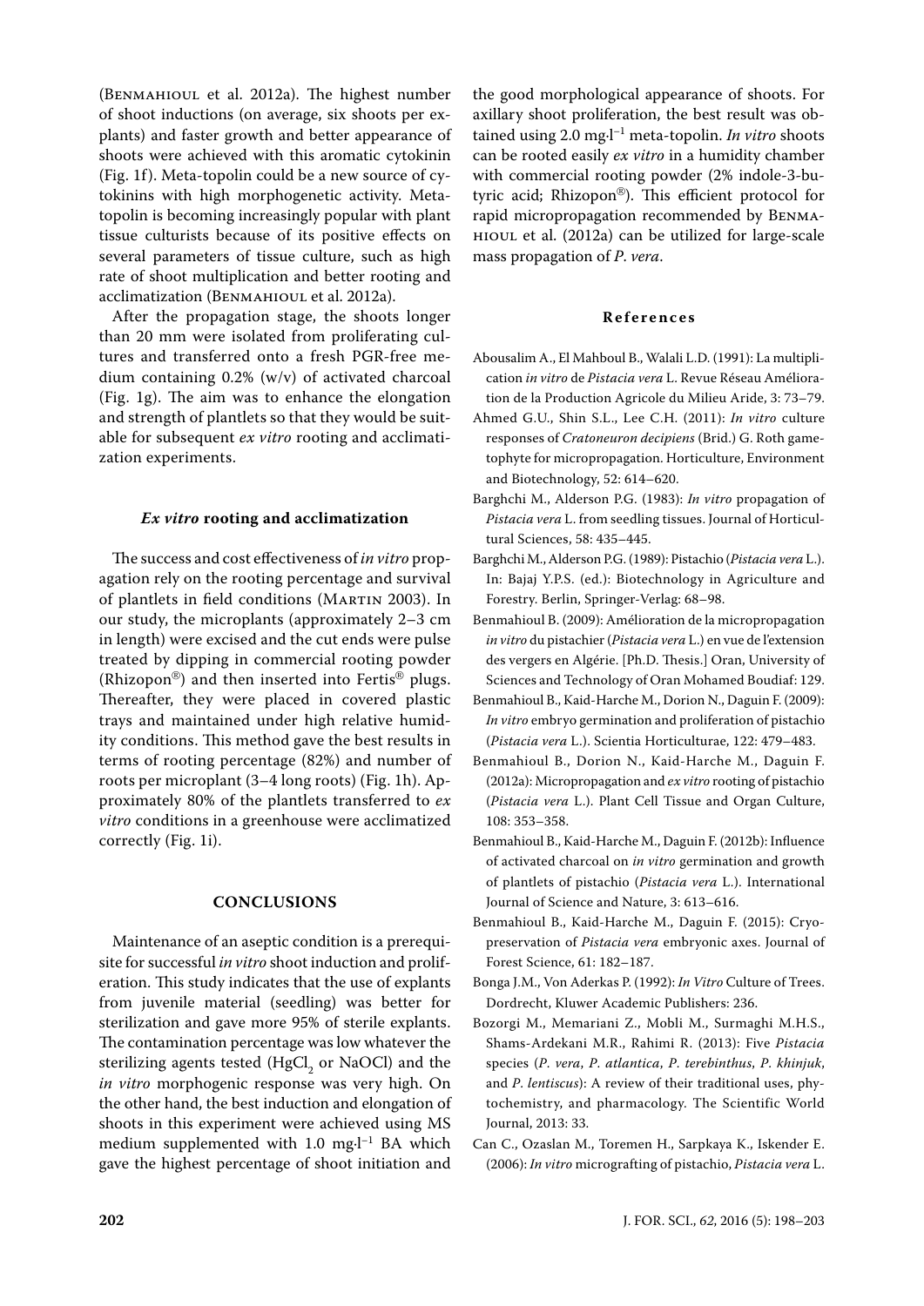(Benmahioul et al. 2012a). The highest number of shoot inductions (on average, six shoots per explants) and faster growth and better appearance of shoots were achieved with this aromatic cytokinin (Fig. 1f). Meta-topolin could be a new source of cytokinins with high morphogenetic activity. Meta-topolin is becoming increasingly popular with plant tissue culturists because of its positive effects on several parameters of tissue culture, such as high rate of shoot multiplication and better rooting and acclimatization (Benmahioul et al. 2012a).

After the propagation stage, the shoots longer than 20 mm were isolated from proliferating cultures and transferred onto a fresh PGR-free medium containing 0.2% (w/v) of activated charcoal (Fig. 1g). The aim was to enhance the elongation and strength of plantlets so that they would be suitable for subsequent *ex vitro* rooting and acclimatization experiments.

### *Ex vitro* rooting and acclimatization

The success and cost effectiveness of *in vitro* propagation rely on the rooting percentage and survival of plantlets in field conditions (Martin 2003). In our study, the microplants (approximately 2–3 cm in length) were excised and the cut ends were pulse treated by dipping in commercial rooting powder (Rhizopon®) and then inserted into Fertis® plugs. Thereafter, they were placed in covered plastic trays and maintained under high relative humidity conditions. This method gave the best results in terms of rooting percentage (82%) and number of roots per microplant (3–4 long roots) (Fig. 1h). Approximately 80% of the plantlets transferred to *ex vitro* conditions in a greenhouse were acclimatized correctly (Fig. 1i).

## CONCLUSIONS

Maintenance of an aseptic condition is a prerequisite for successful *in vitro* shoot induction and proliferation. This study indicates that the use of explants from juvenile material (seedling) was better for sterilization and gave more 95% of sterile explants. The contamination percentage was low whatever the sterilizing agents tested ($HgCl_2$ or NaOCl) and the *in vitro* morphogenic response was very high. On the other hand, the best induction and elongation of shoots in this experiment were achieved using MS medium supplemented with 1.0 $mg \cdot l^{-1}$ BA which gave the highest percentage of shoot initiation and the good morphological appearance of shoots. For axillary shoot proliferation, the best result was obtained using 2.0 $mg \cdot l^{-1}$ meta-topolin. *In vitro* shoots can be rooted easily *ex vitro* in a humidity chamber with commercial rooting powder (2% indole-3-butyric acid; Rhizopon®). This efficient protocol for rapid micropropagation recommended by Benmahioul et al. (2012a) can be utilized for large-scale mass propagation of *P. vera*.

## References

Abousalim A., El Mahboul B., Walali L.D. (1991): La multiplication *in vitro* de *Pistacia vera* L. Revue Réseau Amélioration de la Production Agricole du Milieu Aride, 3: 73–79.

Ahmed G.U., Shin S.L., Lee C.H. (2011): *In vitro* culture responses of *Cratoneuron decipiens* (Brid.) G. Roth gametophyte for micropropagation. Horticulture, Environment and Biotechnology, 52: 614–620.

Barghchi M., Alderson P.G. (1983): *In vitro* propagation of *Pistacia vera* L. from seedling tissues. Journal of Horticultural Sciences, 58: 435–445.

Barghchi M., Alderson P.G. (1989): Pistachio (*Pistacia vera* L.). In: Bajaj Y.P.S. (ed.): Biotechnology in Agriculture and Forestry. Berlin, Springer-Verlag: 68–98.

Benmahioul B. (2009): Amélioration de la micropropagation *in vitro* du pistachier (*Pistacia vera* L.) en vue de l'extension des vergers en Algérie. [Ph.D. Thesis.] Oran, University of Sciences and Technology of Oran Mohamed Boudiaf: 129.

Benmahioul B., Kaid-Harche M., Dorion N., Daguin F. (2009): *In vitro* embryo germination and proliferation of pistachio (*Pistacia vera* L.). Scientia Horticulturae, 122: 479–483.

Benmahioul B., Dorion N., Kaid-Harche M., Daguin F. (2012a): Micropropagation and *ex vitro* rooting of pistachio (*Pistacia vera* L.). Plant Cell Tissue and Organ Culture, 108: 353–358.

Benmahioul B., Kaid-Harche M., Daguin F. (2012b): Influence of activated charcoal on *in vitro* germination and growth of plantlets of pistachio (*Pistacia vera* L.). International Journal of Science and Nature, 3: 613–616.

Benmahioul B., Kaid-Harche M., Daguin F. (2015): Cryopreservation of *Pistacia vera* embryonic axes. Journal of Forest Science, 61: 182–187.

Bonga J.M., Von Aderkas P. (1992): *In Vitro* Culture of Trees. Dordrecht, Kluwer Academic Publishers: 236.

Bozorgi M., Memariani Z., Mobli M., Surmaghi M.H.S., Shams-Ardekani M.R., Rahimi R. (2013): Five *Pistacia* species (*P. vera*, *P. atlantica*, *P. terebinthus*, *P. khinjuk*, and *P. lentiscus*): A review of their traditional uses, phytochemistry, and pharmacology. The Scientific World Journal, 2013: 33.

Can C., Ozaslan M., Toremen H., Sarpkaya K., Iskender E. (2006): *In vitro* micrografting of pistachio, *Pistacia vera* L.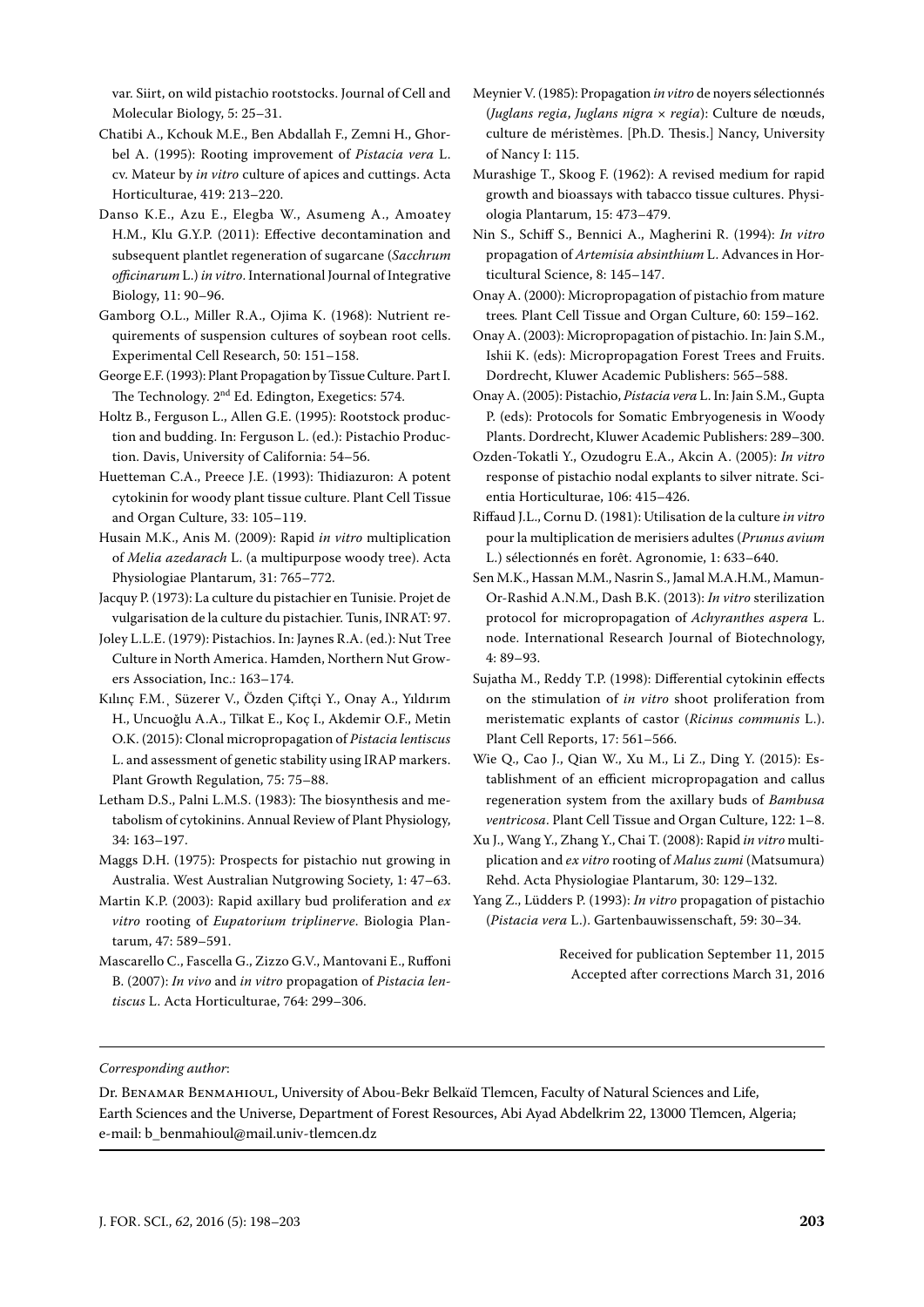var. Siirt, on wild pistachio rootstocks. Journal of Cell and Molecular Biology, 5: 25–31.

Chatibi A., Kchouk M.E., Ben Abdallah F., Zemni H., Ghorbel A. (1995): Rooting improvement of *Pistacia vera* L. cv. Mateur by *in vitro* culture of apices and cuttings. Acta Horticulturae, 419: 213–220.

Danso K.E., Azu E., Elegba W., Asumeng A., Amoatey H.M., Klu G.Y.P. (2011): Effective decontamination and subsequent plantlet regeneration of sugarcane (*Sacchrum officinarum* L.) *in vitro*. International Journal of Integrative Biology, 11: 90–96.

Gamborg O.L., Miller R.A., Ojima K. (1968): Nutrient requirements of suspension cultures of soybean root cells. Experimental Cell Research, 50: 151–158.

George E.F. (1993): Plant Propagation by Tissue Culture. Part I. The Technology. 2nd Ed. Edington, Exegetics: 574.

Holtz B., Ferguson L., Allen G.E. (1995): Rootstock production and budding. In: Ferguson L. (ed.): Pistachio Production. Davis, University of California: 54–56.

Huetteman C.A., Preece J.E. (1993): Thidiazuron: A potent cytokinin for woody plant tissue culture. Plant Cell Tissue and Organ Culture, 33: 105–119.

Husain M.K., Anis M. (2009): Rapid *in vitro* multiplication of *Melia azedarach* L. (a multipurpose woody tree). Acta Physiologiae Plantarum, 31: 765–772.

Jacquy P. (1973): La culture du pistachier en Tunisie. Projet de vulgarisation de la culture du pistachier. Tunis, INRAT: 97.

Joley L.L.E. (1979): Pistachios. In: Jaynes R.A. (ed.): Nut Tree Culture in North America. Hamden, Northern Nut Growers Association, Inc.: 163–174.

Kılınç F.M., Süzerer V., Özden Çiftçi Y., Onay A., Yıldırım H., Uncuoğlu A.A., Tilkat E., Koç I., Akdemir O.F., Metin O.K. (2015): Clonal micropropagation of *Pistacia lentiscus* L. and assessment of genetic stability using IRAP markers. Plant Growth Regulation, 75: 75–88.

Letham D.S., Palni L.M.S. (1983): The biosynthesis and metabolism of cytokinins. Annual Review of Plant Physiology, 34: 163–197.

Maggs D.H. (1975): Prospects for pistachio nut growing in Australia. West Australian Nutgrowing Society, 1: 47–63.

Martin K.P. (2003): Rapid axillary bud proliferation and *ex vitro* rooting of *Eupatorium triplinerve*. Biologia Plantarum, 47: 589–591.

Mascarello C., Fascella G., Zizzo G.V., Mantovani E., Ruffoni B. (2007): *In vivo* and *in vitro* propagation of *Pistacia lentiscus* L. Acta Horticulturae, 764: 299–306.

Meynier V. (1985): Propagation *in vitro* de noyers sélectionnés (*Juglans regia*, *Juglans nigra* × *regia*): Culture de nœuds, culture de méristèmes. [Ph.D. Thesis.] Nancy, University of Nancy I: 115.

Murashige T., Skoog F. (1962): A revised medium for rapid growth and bioassays with tabacco tissue cultures. Physiologia Plantarum, 15: 473–479.

Nin S., Schiff S., Bennici A., Magherini R. (1994): *In vitro* propagation of *Artemisia absinthium* L. Advances in Horticultural Science, 8: 145–147.

Onay A. (2000): Micropropagation of pistachio from mature trees. Plant Cell Tissue and Organ Culture, 60: 159–162.

Onay A. (2003): Micropropagation of pistachio. In: Jain S.M., Ishii K. (eds): Micropropagation Forest Trees and Fruits. Dordrecht, Kluwer Academic Publishers: 565–588.

Onay A. (2005): Pistachio, *Pistacia vera* L. In: Jain S.M., Gupta P. (eds): Protocols for Somatic Embryogenesis in Woody Plants. Dordrecht, Kluwer Academic Publishers: 289–300.

Ozden-Tokatli Y., Ozudogru E.A., Akcin A. (2005): *In vitro* response of pistachio nodal explants to silver nitrate. Scientia Horticulturae, 106: 415–426.

Riffaud J.L., Cornu D. (1981): Utilisation de la culture *in vitro* pour la multiplication de merisiers adultes (*Prunus avium* L.) sélectionnés en forêt. Agronomie, 1: 633–640.

Sen M.K., Hassan M.M., Nasrin S., Jamal M.A.H.M., Mamun-Or-Rashid A.N.M., Dash B.K. (2013): *In vitro* sterilization protocol for micropropagation of *Achyranthes aspera* L. node. International Research Journal of Biotechnology, 4: 89–93.

Sujatha M., Reddy T.P. (1998): Differential cytokinin effects on the stimulation of *in vitro* shoot proliferation from meristematic explants of castor (*Ricinus communis* L.). Plant Cell Reports, 17: 561–566.

Wie Q., Cao J., Qian W., Xu M., Li Z., Ding Y. (2015): Establishment of an efficient micropropagation and callus regeneration system from the axillary buds of *Bambusa ventricosa*. Plant Cell Tissue and Organ Culture, 122: 1–8.

Xu J., Wang Y., Zhang Y., Chai T. (2008): Rapid *in vitro* multiplication and *ex vitro* rooting of *Malus zumi* (Matsumura) Rehd. Acta Physiologiae Plantarum, 30: 129–132.

Yang Z., Lüdders P. (1993): *In vitro* propagation of pistachio (*Pistacia vera* L.). Gartenbauwissenschaft, 59: 30–34.

Received for publication September 11, 2015
Accepted after corrections March 31, 2016

*Corresponding author*:

Dr. Benamar Benmahioul, University of Abou-Bekr Belkaïd Tlemcen, Faculty of Natural Sciences and Life, Earth Sciences and the Universe, Department of Forest Resources, Abi Ayad Abdelkrim 22, 13000 Tlemcen, Algeria; e-mail: b_benmahioul@mail.univ-tlemcen.dz